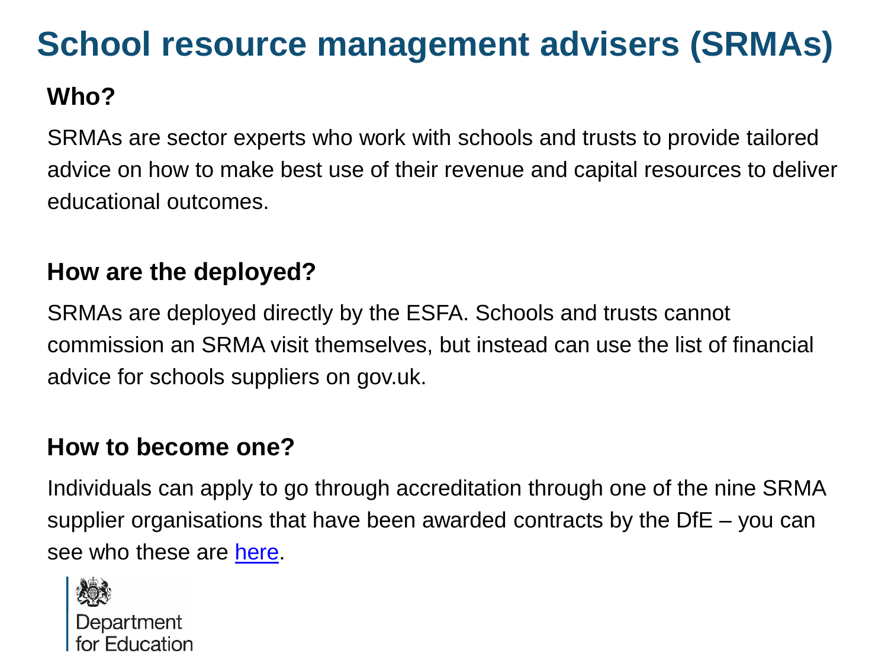# School resource management advisers (SRMAs)

## Who?

SRMAs are sector experts who work with schools and trusts to provide tailored advice on how to make best use of their revenue and capital resources to deliver educational outcomes.

## How are the deployed?

SRMAs are deployed directly by the ESFA. Schools and trusts cannot commission an SRMA visit themselves, but instead can use the list of financial advice for schools suppliers on gov.uk.

## How to become one?

Individuals can apply to go through accreditation through one of the nine SRMA supplier organisations that have been awarded contracts by the DfE – you can see who these are here.

Department for Education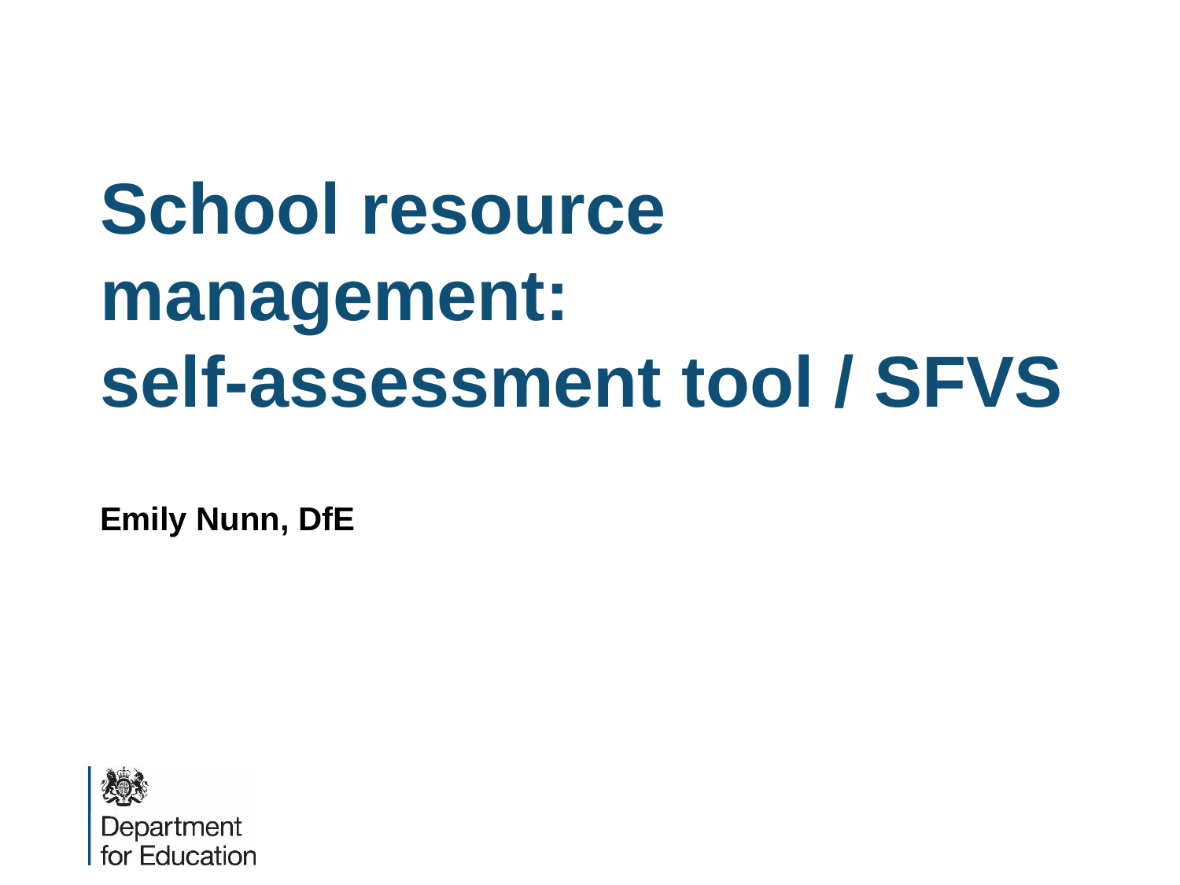# School resource management: self-assessment tool / SFVS

**Emily Nunn, DfE**

Department for Education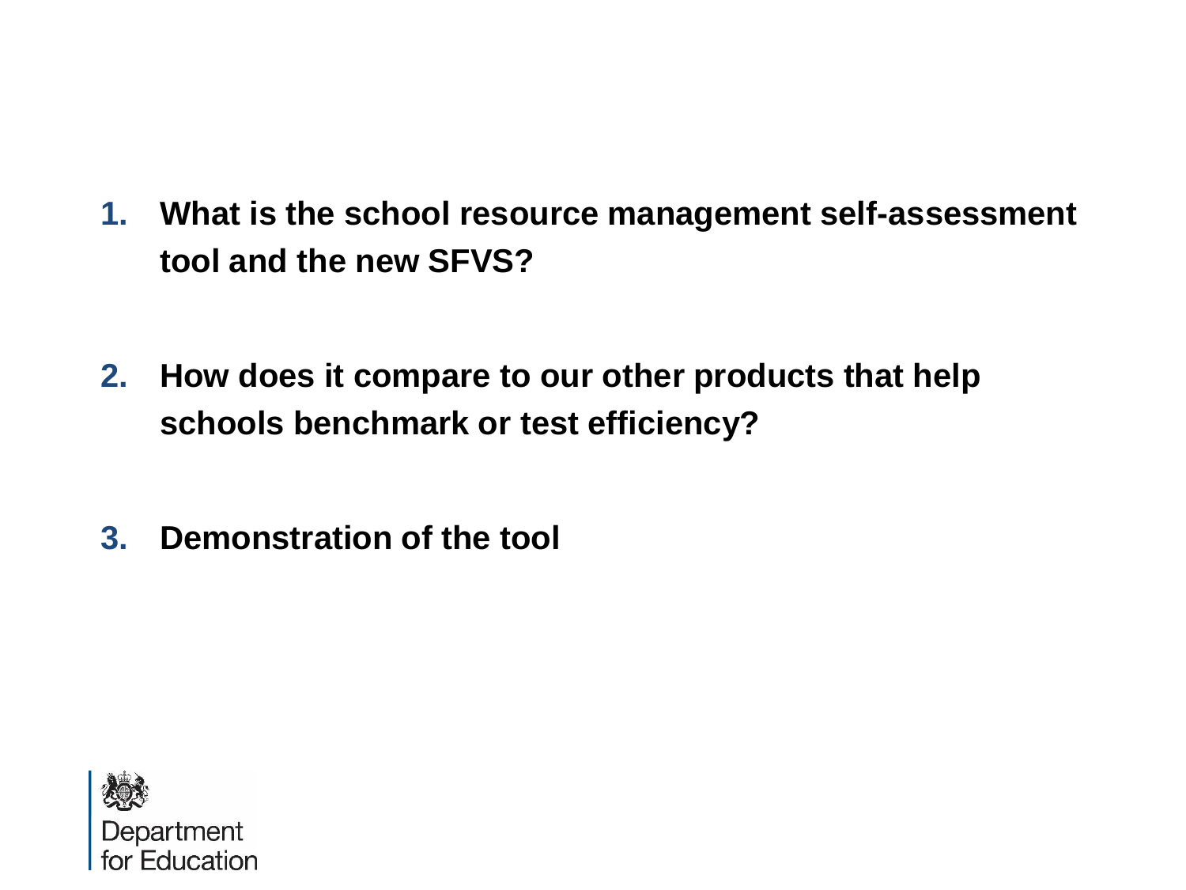1. **What is the school resource management self-assessment tool and the new SFVS?**

2. **How does it compare to our other products that help schools benchmark or test efficiency?**

3. **Demonstration of the tool**

Department for Education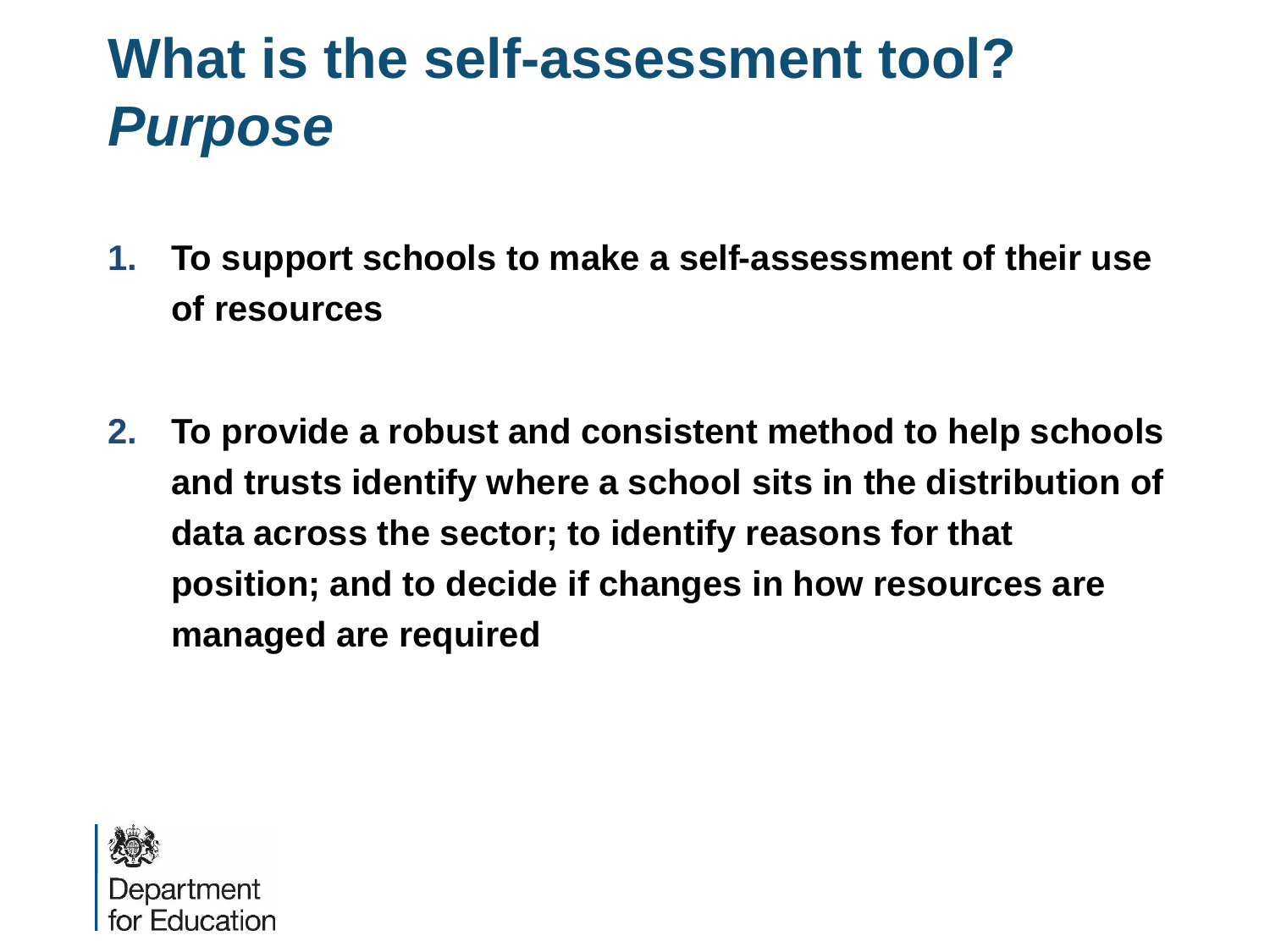# What is the self-assessment tool? *Purpose*

1. **To support schools to make a self-assessment of their use of resources**

2. **To provide a robust and consistent method to help schools and trusts identify where a school sits in the distribution of data across the sector; to identify reasons for that position; and to decide if changes in how resources are managed are required**

Department for Education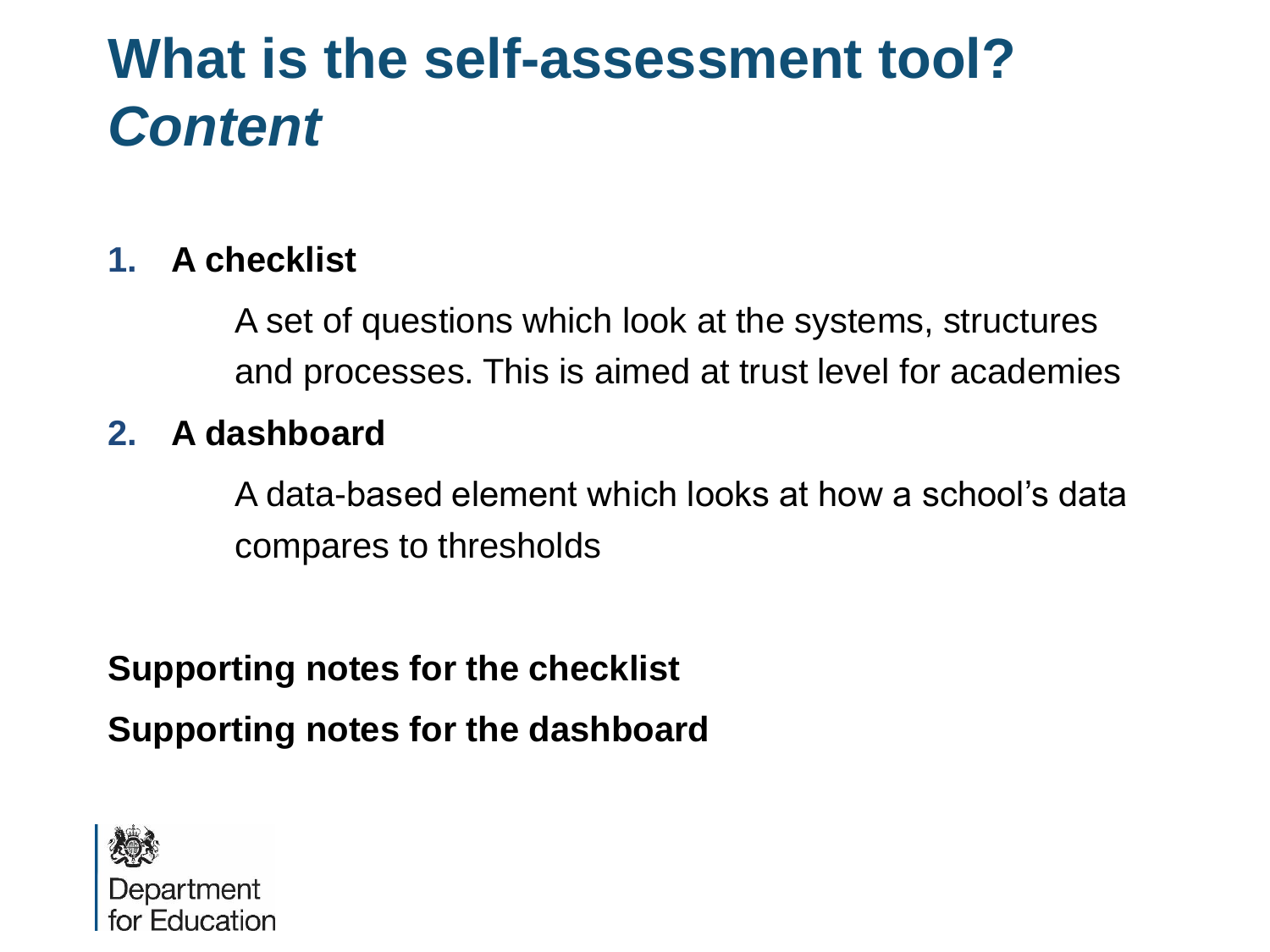# What is the self-assessment tool? *Content*

1. **A checklist**

   A set of questions which look at the systems, structures and processes. This is aimed at trust level for academies

2. **A dashboard**

   A data-based element which looks at how a school's data compares to thresholds

**Supporting notes for the checklist**

**Supporting notes for the dashboard**

Department for Education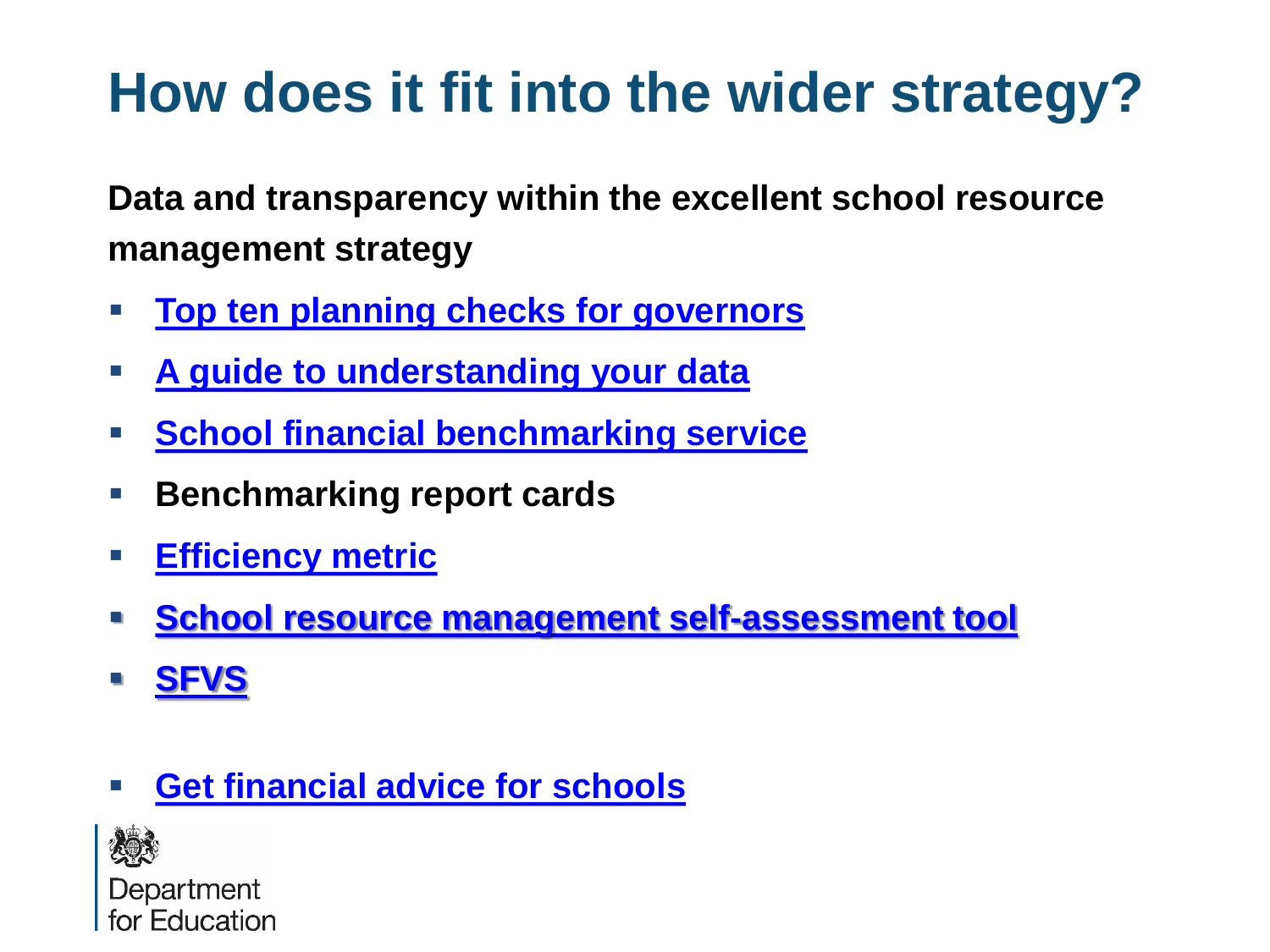# How does it fit into the wider strategy?

**Data and transparency within the excellent school resource management strategy**

- **Top ten planning checks for governors**
- **A guide to understanding your data**
- **School financial benchmarking service**
- **Benchmarking report cards**
- **Efficiency metric**
- **School resource management self-assessment tool**
- **SFVS**

- **Get financial advice for schools**

Department for Education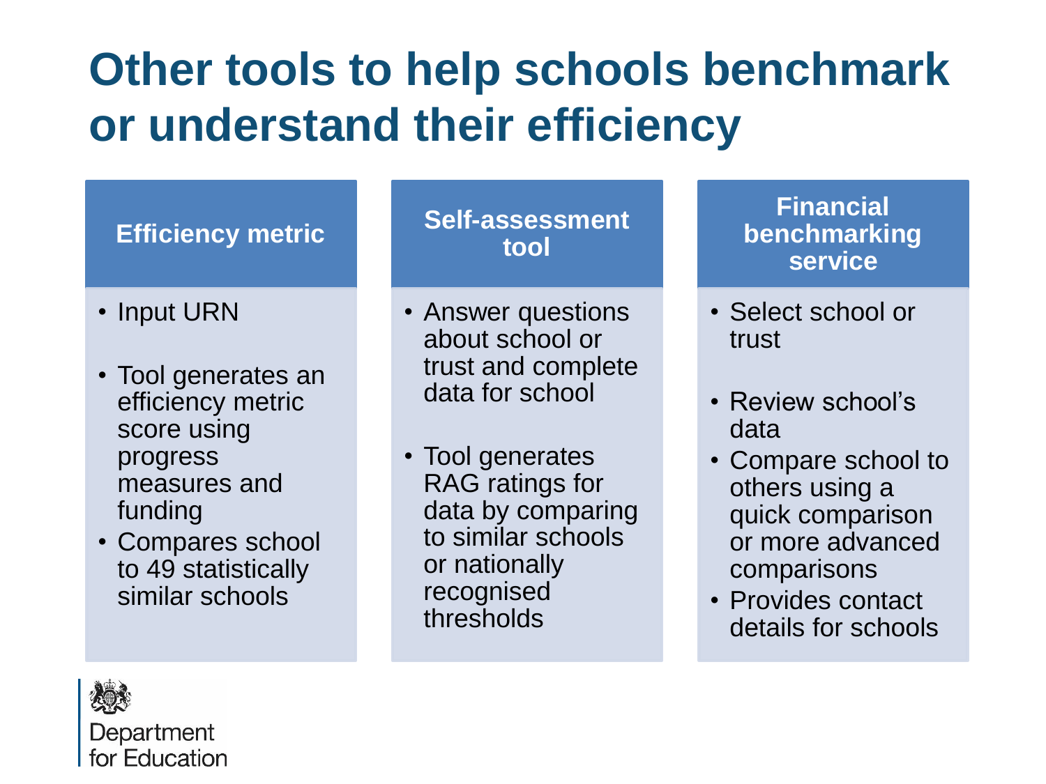# Other tools to help schools benchmark or understand their efficiency

## Efficiency metric

- Input URN
- Tool generates an efficiency metric score using progress measures and funding
- Compares school to 49 statistically similar schools

## Self-assessment tool

- Answer questions about school or trust and complete data for school
- Tool generates RAG ratings for data by comparing to similar schools or nationally recognised thresholds

## Financial benchmarking service

- Select school or trust
- Review school's data
- Compare school to others using a quick comparison or more advanced comparisons
- Provides contact details for schools

Department for Education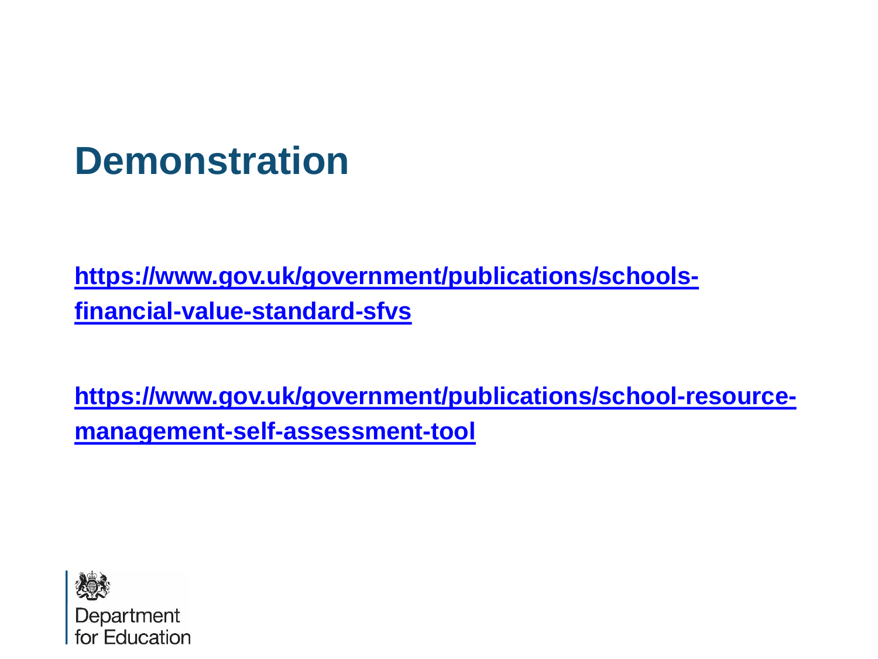# Demonstration

**https://www.gov.uk/government/publications/schools-financial-value-standard-sfvs**

**https://www.gov.uk/government/publications/school-resource-management-self-assessment-tool**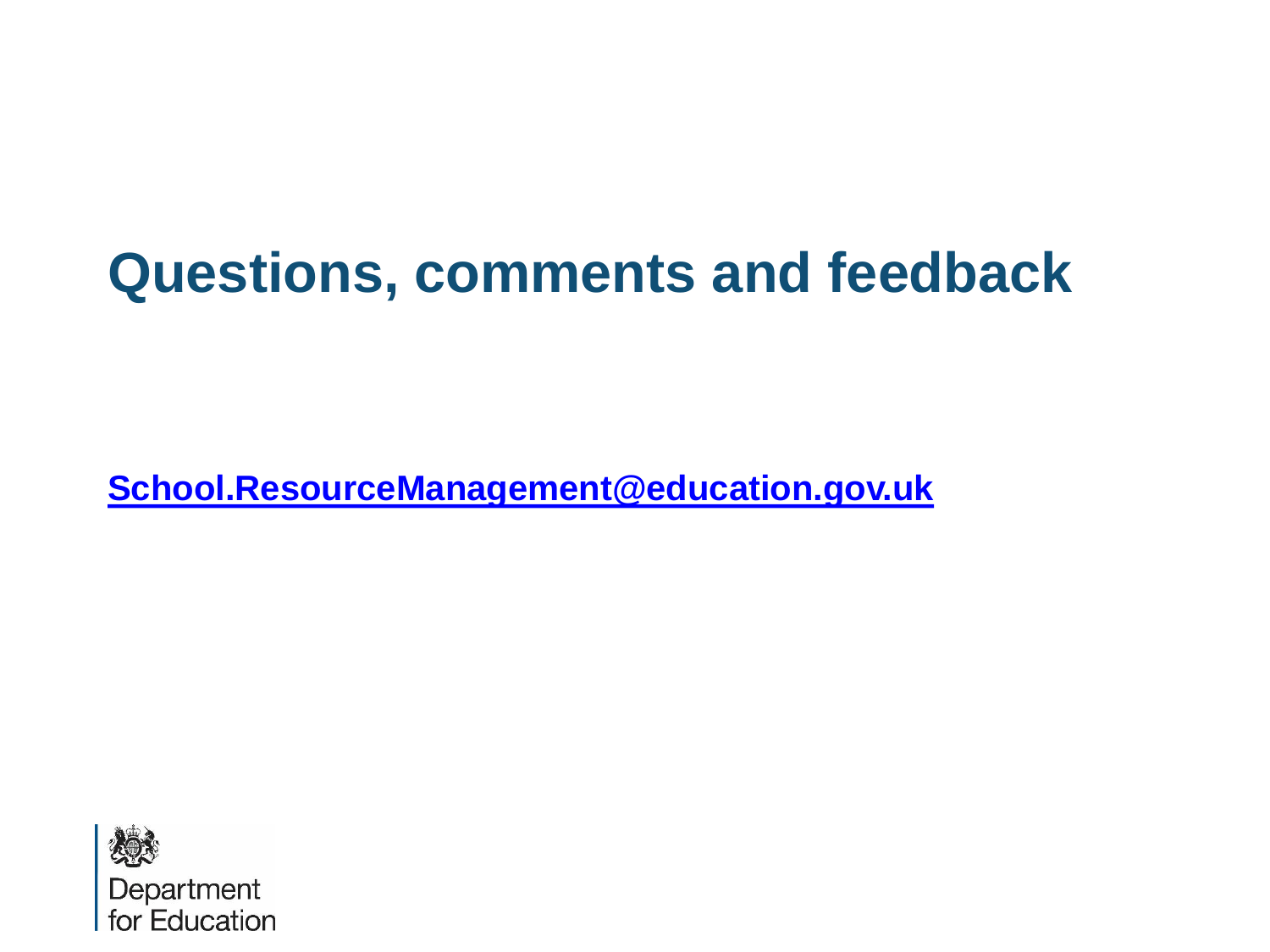# Questions, comments and feedback

School.ResourceManagement@education.gov.uk

Department for Education